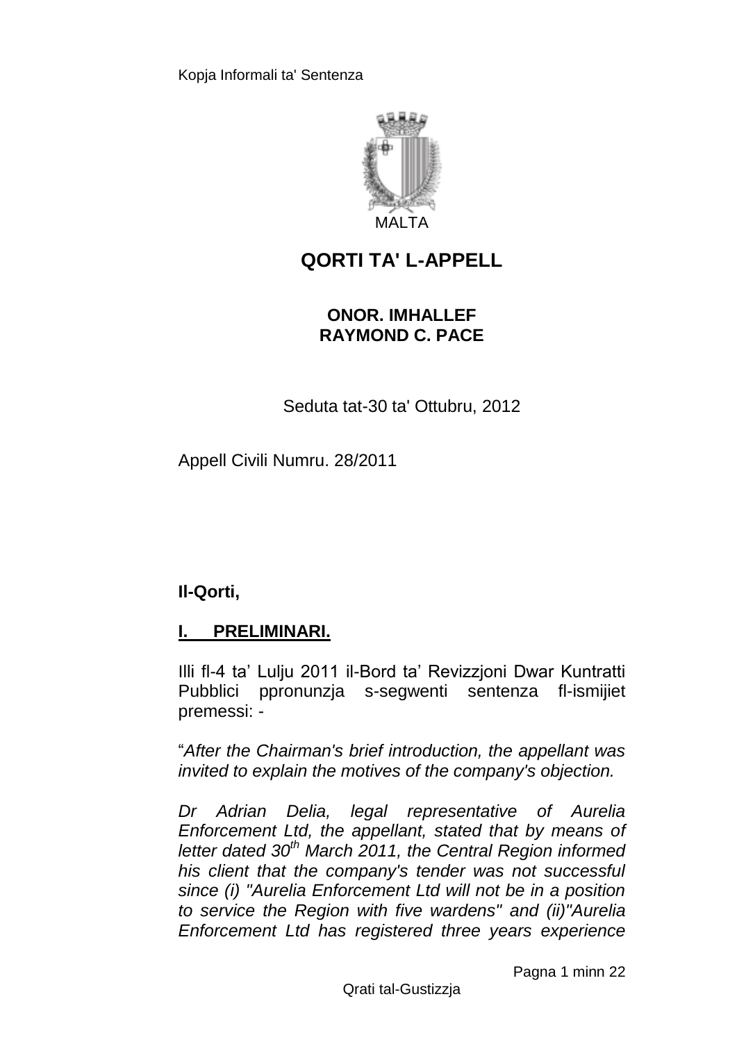MALTA

# QORTI TA' L-APPELL

**ONOR. IMHALLEF**
**RAYMOND C. PACE**

Seduta tat-30 ta' Ottubru, 2012

Appell Civili Numru. 28/2011

**Il-Qorti,**

## I. PRELIMINARI.

Illi fl-4 ta' Lulju 2011 il-Bord ta' Revizzjoni Dwar Kuntratti Pubblici ppronunzja s-segwenti sentenza fl-ismijiet premessi: -

"*After the Chairman's brief introduction, the appellant was invited to explain the motives of the company's objection.*

*Dr Adrian Delia, legal representative of Aurelia Enforcement Ltd, the appellant, stated that by means of letter dated 30th March 2011, the Central Region informed his client that the company's tender was not successful since (i) "Aurelia Enforcement Ltd will not be in a position to service the Region with five wardens" and (ii)"Aurelia Enforcement Ltd has registered three years experience*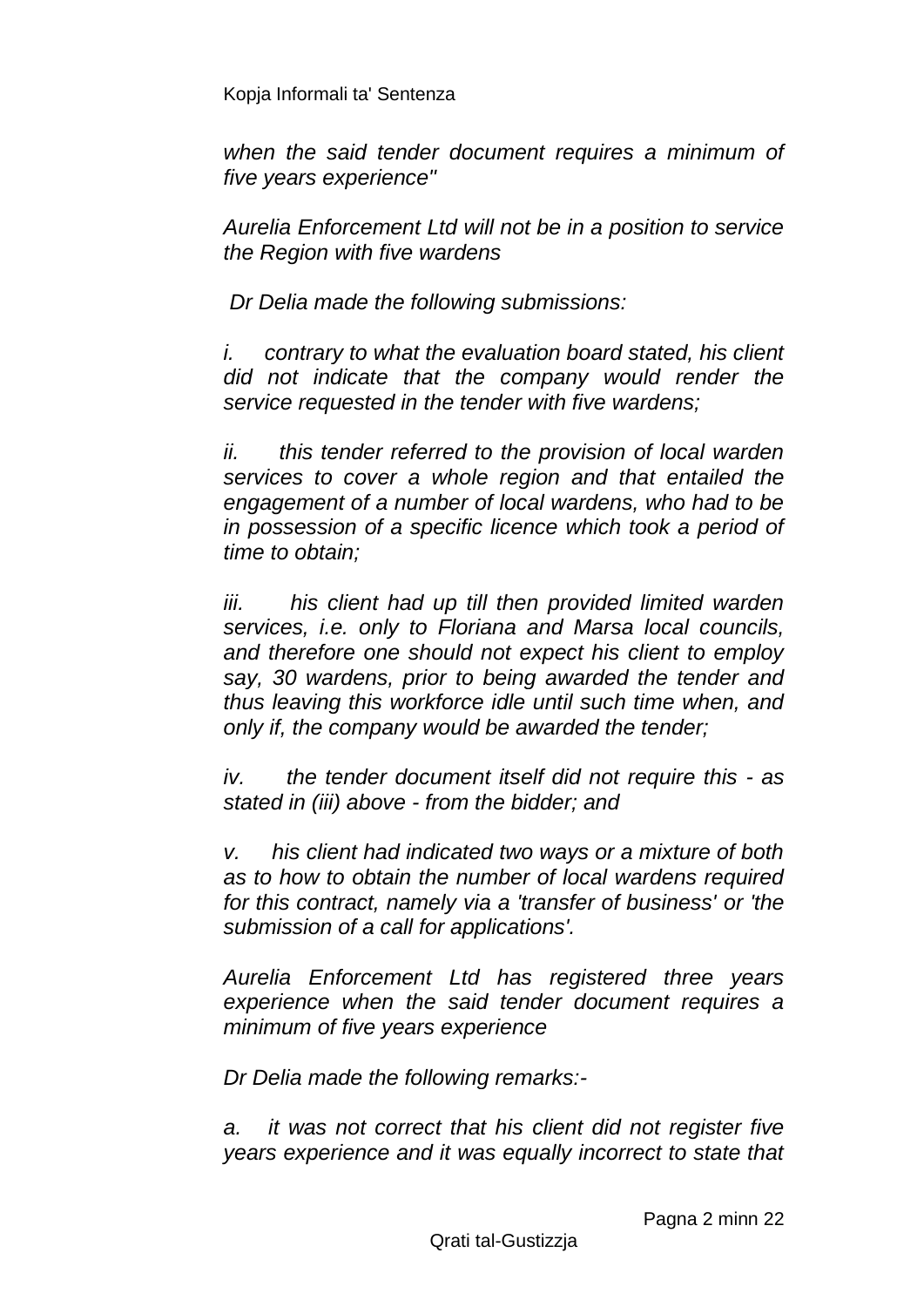*when the said tender document requires a minimum of five years experience"*

*Aurelia Enforcement Ltd will not be in a position to service the Region with five wardens*

*Dr Delia made the following submissions:*

*i. contrary to what the evaluation board stated, his client did not indicate that the company would render the service requested in the tender with five wardens;*

*ii. this tender referred to the provision of local warden services to cover a whole region and that entailed the engagement of a number of local wardens, who had to be in possession of a specific licence which took a period of time to obtain;*

*iii. his client had up till then provided limited warden services, i.e. only to Floriana and Marsa local councils, and therefore one should not expect his client to employ say, 30 wardens, prior to being awarded the tender and thus leaving this workforce idle until such time when, and only if, the company would be awarded the tender;*

*iv. the tender document itself did not require this - as stated in (iii) above - from the bidder; and*

*v. his client had indicated two ways or a mixture of both as to how to obtain the number of local wardens required for this contract, namely via a 'transfer of business' or 'the submission of a call for applications'.*

*Aurelia Enforcement Ltd has registered three years experience when the said tender document requires a minimum of five years experience*

*Dr Delia made the following remarks:-*

*a. it was not correct that his client did not register five years experience and it was equally incorrect to state that*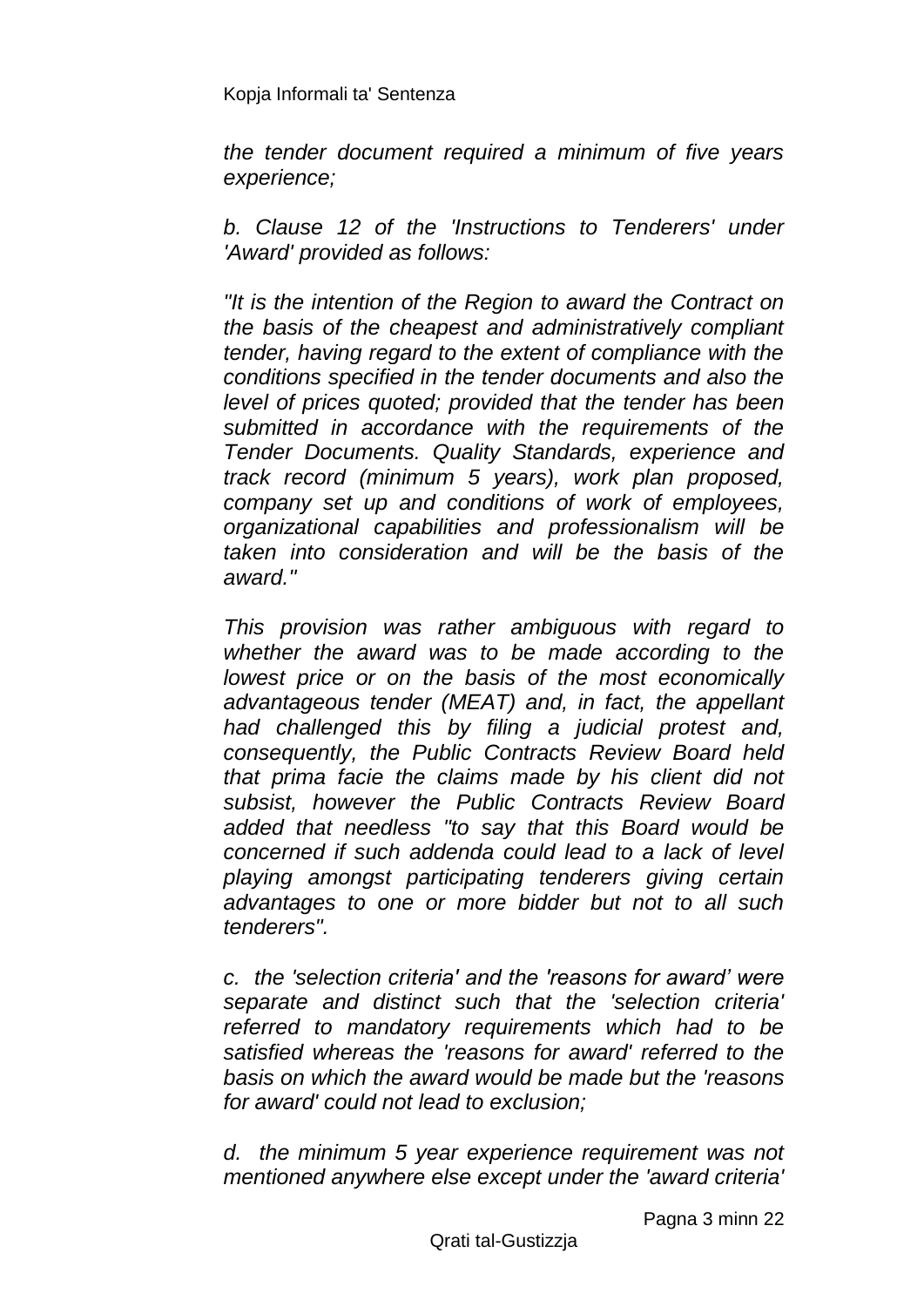*the tender document required a minimum of five years experience;*

*b. Clause 12 of the 'Instructions to Tenderers' under 'Award' provided as follows:*

*"It is the intention of the Region to award the Contract on the basis of the cheapest and administratively compliant tender, having regard to the extent of compliance with the conditions specified in the tender documents and also the level of prices quoted; provided that the tender has been submitted in accordance with the requirements of the Tender Documents. Quality Standards, experience and track record (minimum 5 years), work plan proposed, company set up and conditions of work of employees, organizational capabilities and professionalism will be taken into consideration and will be the basis of the award."*

*This provision was rather ambiguous with regard to whether the award was to be made according to the lowest price or on the basis of the most economically advantageous tender (MEAT) and, in fact, the appellant had challenged this by filing a judicial protest and, consequently, the Public Contracts Review Board held that prima facie the claims made by his client did not subsist, however the Public Contracts Review Board added that needless "to say that this Board would be concerned if such addenda could lead to a lack of level playing amongst participating tenderers giving certain advantages to one or more bidder but not to all such tenderers".*

*c. the 'selection criteria' and the 'reasons for award' were separate and distinct such that the 'selection criteria' referred to mandatory requirements which had to be satisfied whereas the 'reasons for award' referred to the basis on which the award would be made but the 'reasons for award' could not lead to exclusion;*

*d. the minimum 5 year experience requirement was not mentioned anywhere else except under the 'award criteria'*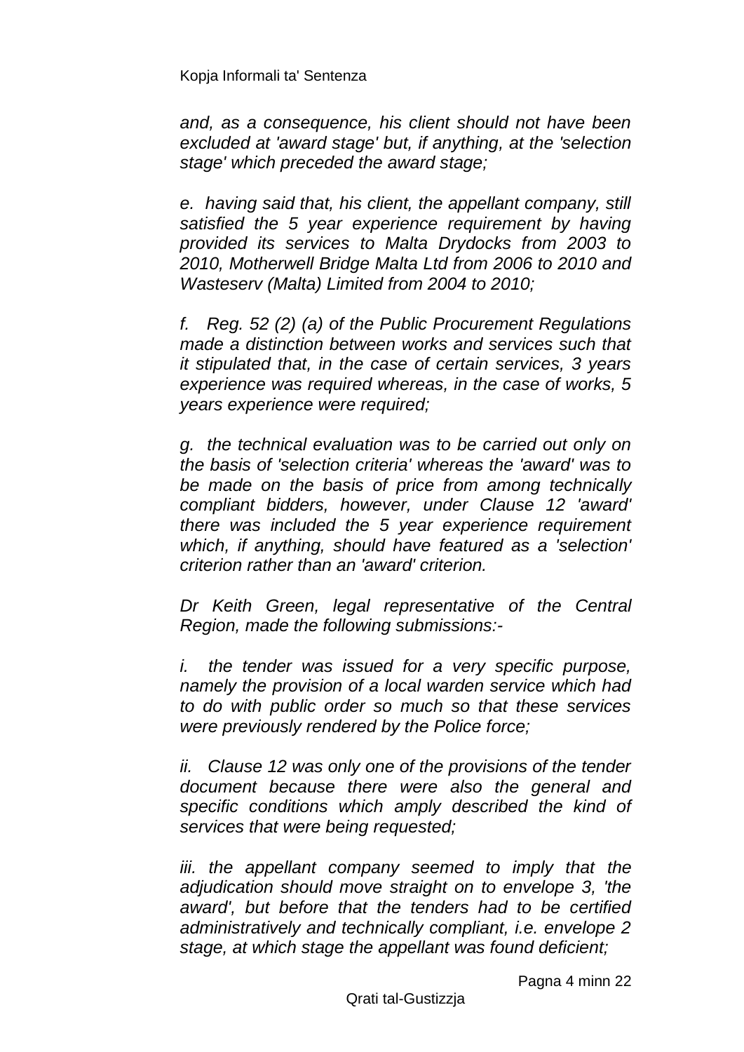*and, as a consequence, his client should not have been excluded at 'award stage' but, if anything, at the 'selection stage' which preceded the award stage;*

*e. having said that, his client, the appellant company, still satisfied the 5 year experience requirement by having provided its services to Malta Drydocks from 2003 to 2010, Motherwell Bridge Malta Ltd from 2006 to 2010 and Wasteserv (Malta) Limited from 2004 to 2010;*

*f. Reg. 52 (2) (a) of the Public Procurement Regulations made a distinction between works and services such that it stipulated that, in the case of certain services, 3 years experience was required whereas, in the case of works, 5 years experience were required;*

*g. the technical evaluation was to be carried out only on the basis of 'selection criteria' whereas the 'award' was to be made on the basis of price from among technically compliant bidders, however, under Clause 12 'award' there was included the 5 year experience requirement which, if anything, should have featured as a 'selection' criterion rather than an 'award' criterion.*

*Dr Keith Green, legal representative of the Central Region, made the following submissions:-*

*i. the tender was issued for a very specific purpose, namely the provision of a local warden service which had to do with public order so much so that these services were previously rendered by the Police force;*

*ii. Clause 12 was only one of the provisions of the tender document because there were also the general and specific conditions which amply described the kind of services that were being requested;*

*iii. the appellant company seemed to imply that the adjudication should move straight on to envelope 3, 'the award', but before that the tenders had to be certified administratively and technically compliant, i.e. envelope 2 stage, at which stage the appellant was found deficient;*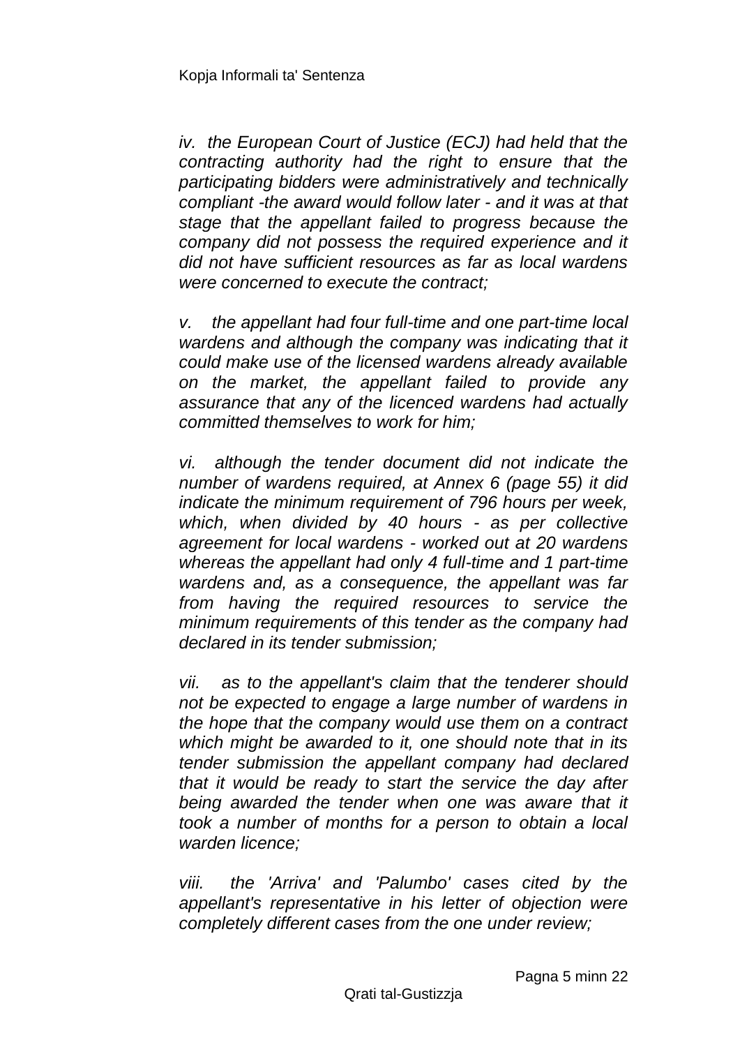*iv. the European Court of Justice (ECJ) had held that the contracting authority had the right to ensure that the participating bidders were administratively and technically compliant -the award would follow later - and it was at that stage that the appellant failed to progress because the company did not possess the required experience and it did not have sufficient resources as far as local wardens were concerned to execute the contract;*

*v. the appellant had four full-time and one part-time local wardens and although the company was indicating that it could make use of the licensed wardens already available on the market, the appellant failed to provide any assurance that any of the licenced wardens had actually committed themselves to work for him;*

*vi. although the tender document did not indicate the number of wardens required, at Annex 6 (page 55) it did indicate the minimum requirement of 796 hours per week, which, when divided by 40 hours - as per collective agreement for local wardens - worked out at 20 wardens whereas the appellant had only 4 full-time and 1 part-time wardens and, as a consequence, the appellant was far from having the required resources to service the minimum requirements of this tender as the company had declared in its tender submission;*

*vii. as to the appellant's claim that the tenderer should not be expected to engage a large number of wardens in the hope that the company would use them on a contract which might be awarded to it, one should note that in its tender submission the appellant company had declared that it would be ready to start the service the day after being awarded the tender when one was aware that it took a number of months for a person to obtain a local warden licence;*

*viii. the 'Arriva' and 'Palumbo' cases cited by the appellant's representative in his letter of objection were completely different cases from the one under review;*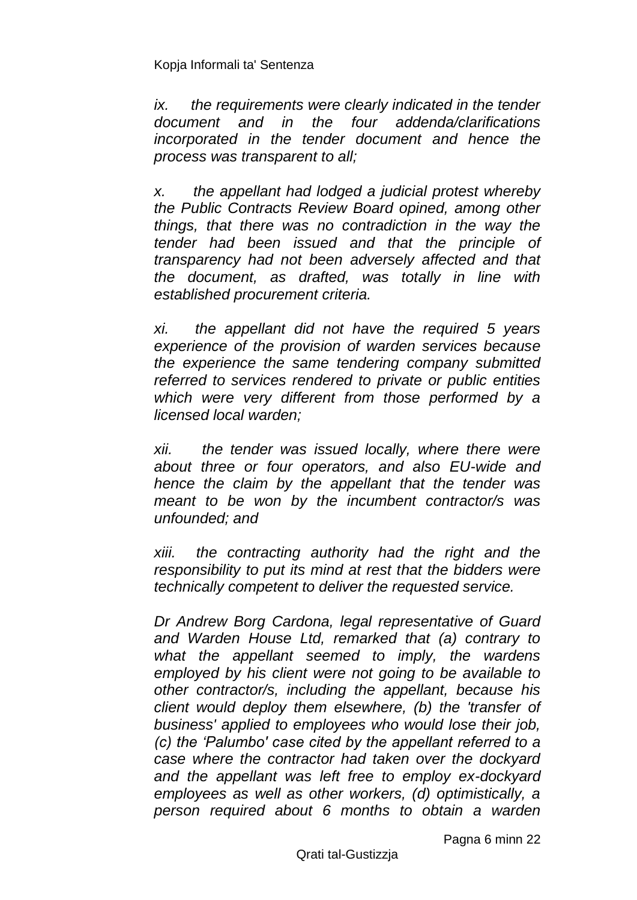*ix. the requirements were clearly indicated in the tender document and in the four addenda/clarifications incorporated in the tender document and hence the process was transparent to all;*

*x. the appellant had lodged a judicial protest whereby the Public Contracts Review Board opined, among other things, that there was no contradiction in the way the tender had been issued and that the principle of transparency had not been adversely affected and that the document, as drafted, was totally in line with established procurement criteria.*

*xi. the appellant did not have the required 5 years experience of the provision of warden services because the experience the same tendering company submitted referred to services rendered to private or public entities which were very different from those performed by a licensed local warden;*

*xii. the tender was issued locally, where there were about three or four operators, and also EU-wide and hence the claim by the appellant that the tender was meant to be won by the incumbent contractor/s was unfounded; and*

*xiii. the contracting authority had the right and the responsibility to put its mind at rest that the bidders were technically competent to deliver the requested service.*

*Dr Andrew Borg Cardona, legal representative of Guard and Warden House Ltd, remarked that (a) contrary to what the appellant seemed to imply, the wardens employed by his client were not going to be available to other contractor/s, including the appellant, because his client would deploy them elsewhere, (b) the 'transfer of business' applied to employees who would lose their job, (c) the 'Palumbo' case cited by the appellant referred to a case where the contractor had taken over the dockyard and the appellant was left free to employ ex-dockyard employees as well as other workers, (d) optimistically, a person required about 6 months to obtain a warden*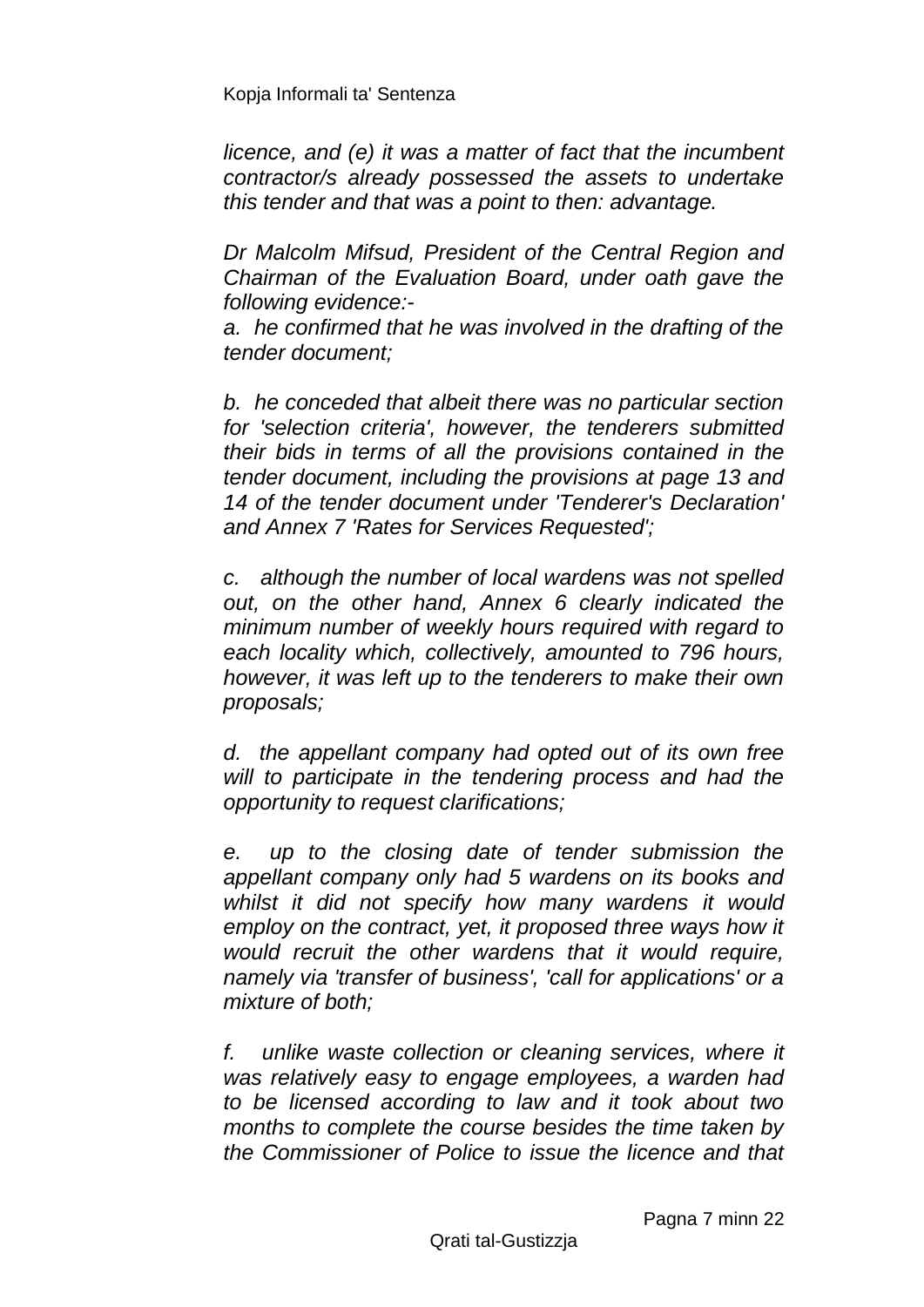*licence, and (e) it was a matter of fact that the incumbent contractor/s already possessed the assets to undertake this tender and that was a point to then: advantage.*

*Dr Malcolm Mifsud, President of the Central Region and Chairman of the Evaluation Board, under oath gave the following evidence:-*

*a. he confirmed that he was involved in the drafting of the tender document;*

*b. he conceded that albeit there was no particular section for 'selection criteria', however, the tenderers submitted their bids in terms of all the provisions contained in the tender document, including the provisions at page 13 and 14 of the tender document under 'Tenderer's Declaration' and Annex 7 'Rates for Services Requested';*

*c. although the number of local wardens was not spelled out, on the other hand, Annex 6 clearly indicated the minimum number of weekly hours required with regard to each locality which, collectively, amounted to 796 hours, however, it was left up to the tenderers to make their own proposals;*

*d. the appellant company had opted out of its own free will to participate in the tendering process and had the opportunity to request clarifications;*

*e. up to the closing date of tender submission the appellant company only had 5 wardens on its books and whilst it did not specify how many wardens it would employ on the contract, yet, it proposed three ways how it would recruit the other wardens that it would require, namely via 'transfer of business', 'call for applications' or a mixture of both;*

*f. unlike waste collection or cleaning services, where it was relatively easy to engage employees, a warden had to be licensed according to law and it took about two months to complete the course besides the time taken by the Commissioner of Police to issue the licence and that*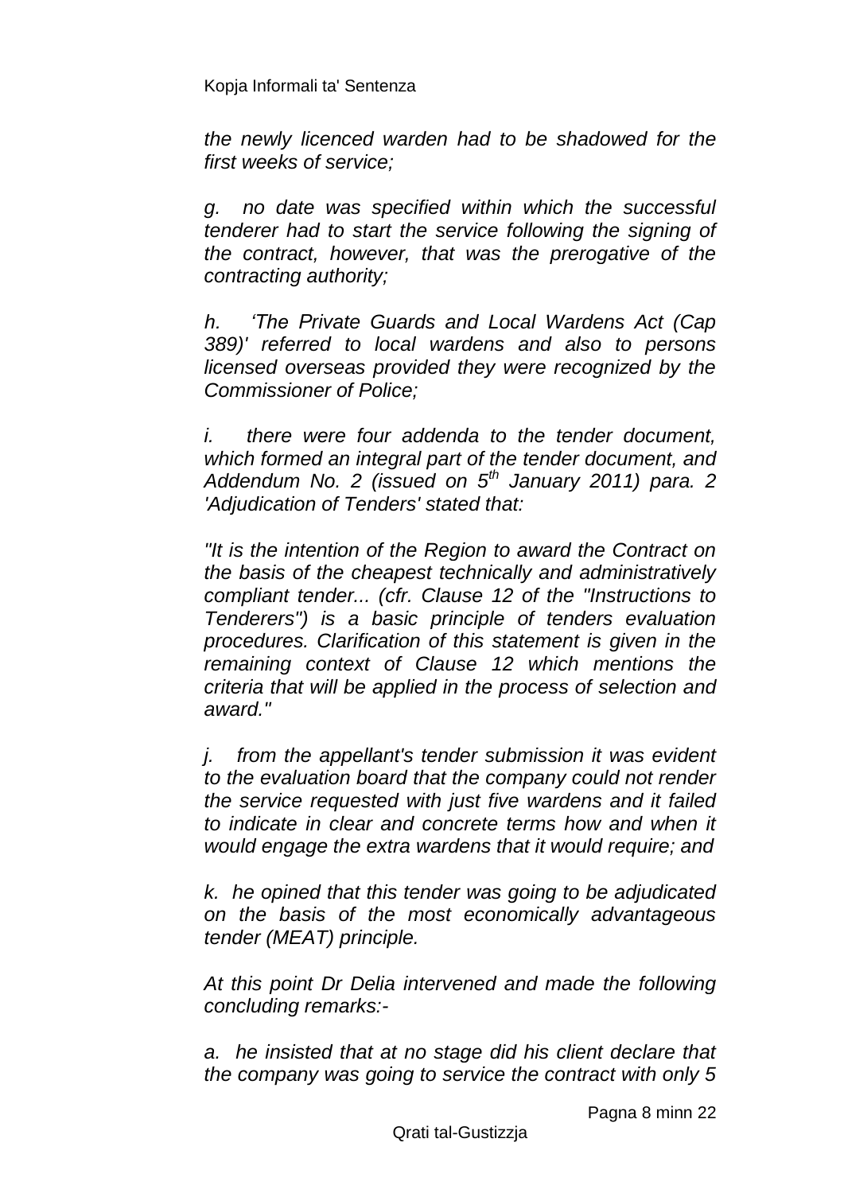*the newly licenced warden had to be shadowed for the first weeks of service;*

*g. no date was specified within which the successful tenderer had to start the service following the signing of the contract, however, that was the prerogative of the contracting authority;*

*h. 'The Private Guards and Local Wardens Act (Cap 389)' referred to local wardens and also to persons licensed overseas provided they were recognized by the Commissioner of Police;*

*i. there were four addenda to the tender document, which formed an integral part of the tender document, and Addendum No. 2 (issued on 5th January 2011) para. 2 'Adjudication of Tenders' stated that:*

*"It is the intention of the Region to award the Contract on the basis of the cheapest technically and administratively compliant tender... (cfr. Clause 12 of the "Instructions to Tenderers") is a basic principle of tenders evaluation procedures. Clarification of this statement is given in the remaining context of Clause 12 which mentions the criteria that will be applied in the process of selection and award."*

*j. from the appellant's tender submission it was evident to the evaluation board that the company could not render the service requested with just five wardens and it failed to indicate in clear and concrete terms how and when it would engage the extra wardens that it would require; and*

*k. he opined that this tender was going to be adjudicated on the basis of the most economically advantageous tender (MEAT) principle.*

*At this point Dr Delia intervened and made the following concluding remarks:-*

*a. he insisted that at no stage did his client declare that the company was going to service the contract with only 5*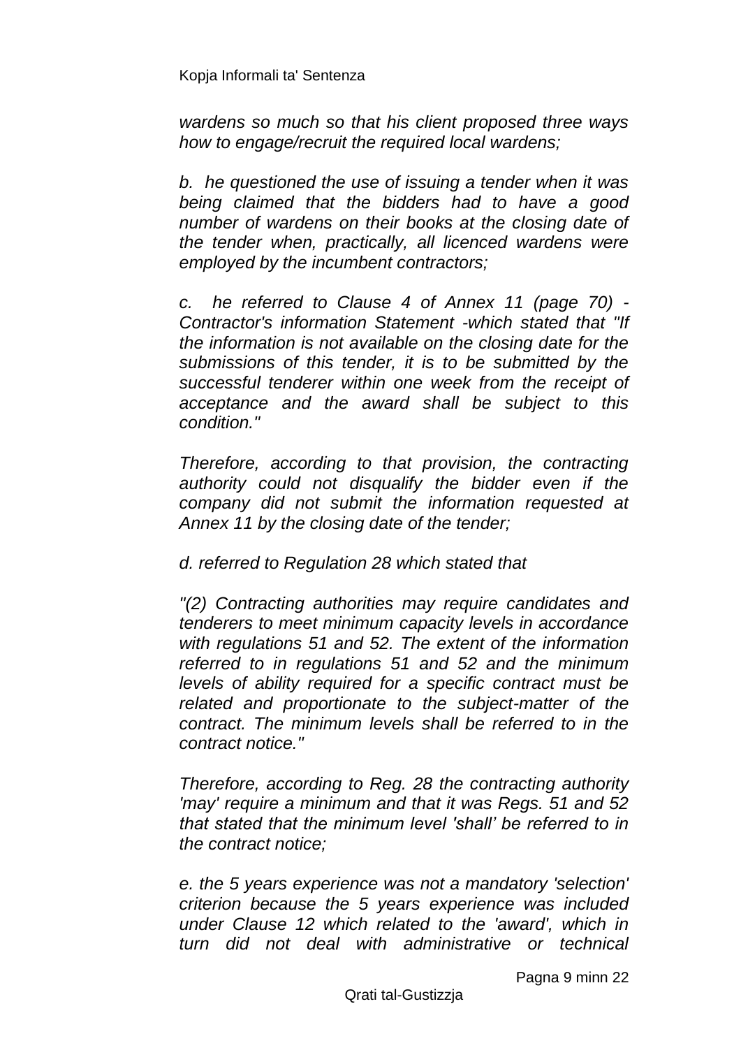*wardens so much so that his client proposed three ways how to engage/recruit the required local wardens;*

*b. he questioned the use of issuing a tender when it was being claimed that the bidders had to have a good number of wardens on their books at the closing date of the tender when, practically, all licenced wardens were employed by the incumbent contractors;*

*c. he referred to Clause 4 of Annex 11 (page 70) - Contractor's information Statement -which stated that "If the information is not available on the closing date for the submissions of this tender, it is to be submitted by the successful tenderer within one week from the receipt of acceptance and the award shall be subject to this condition."*

*Therefore, according to that provision, the contracting authority could not disqualify the bidder even if the company did not submit the information requested at Annex 11 by the closing date of the tender;*

*d. referred to Regulation 28 which stated that*

*"(2) Contracting authorities may require candidates and tenderers to meet minimum capacity levels in accordance with regulations 51 and 52. The extent of the information referred to in regulations 51 and 52 and the minimum levels of ability required for a specific contract must be related and proportionate to the subject-matter of the contract. The minimum levels shall be referred to in the contract notice."*

*Therefore, according to Reg. 28 the contracting authority 'may' require a minimum and that it was Regs. 51 and 52 that stated that the minimum level 'shall' be referred to in the contract notice;*

*e. the 5 years experience was not a mandatory 'selection' criterion because the 5 years experience was included under Clause 12 which related to the 'award', which in turn did not deal with administrative or technical*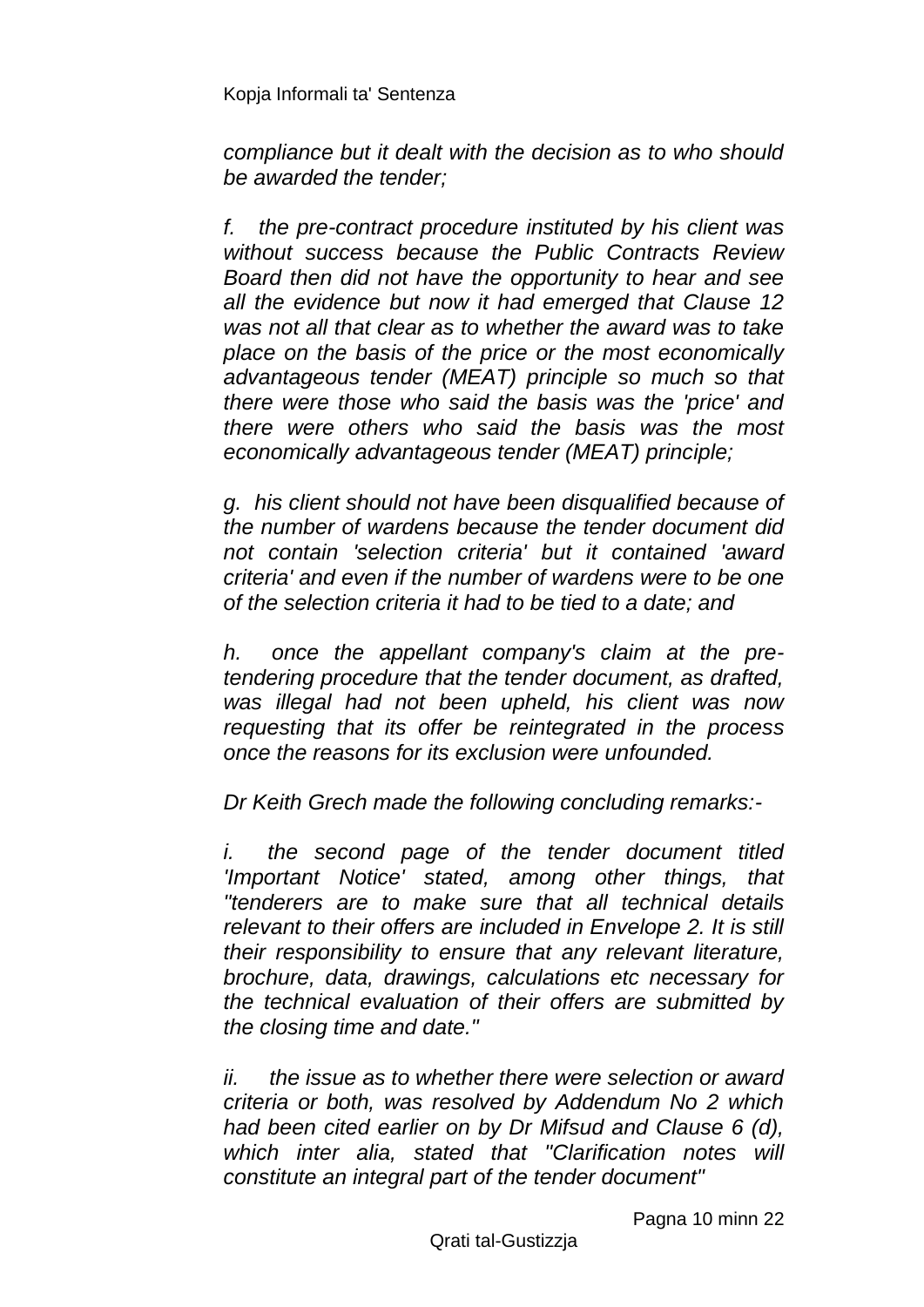*compliance but it dealt with the decision as to who should be awarded the tender;*

*f. the pre-contract procedure instituted by his client was without success because the Public Contracts Review Board then did not have the opportunity to hear and see all the evidence but now it had emerged that Clause 12 was not all that clear as to whether the award was to take place on the basis of the price or the most economically advantageous tender (MEAT) principle so much so that there were those who said the basis was the 'price' and there were others who said the basis was the most economically advantageous tender (MEAT) principle;*

*g. his client should not have been disqualified because of the number of wardens because the tender document did not contain 'selection criteria' but it contained 'award criteria' and even if the number of wardens were to be one of the selection criteria it had to be tied to a date; and*

*h. once the appellant company's claim at the pre-tendering procedure that the tender document, as drafted, was illegal had not been upheld, his client was now requesting that its offer be reintegrated in the process once the reasons for its exclusion were unfounded.*

*Dr Keith Grech made the following concluding remarks:-*

*i. the second page of the tender document titled 'Important Notice' stated, among other things, that "tenderers are to make sure that all technical details relevant to their offers are included in Envelope 2. It is still their responsibility to ensure that any relevant literature, brochure, data, drawings, calculations etc necessary for the technical evaluation of their offers are submitted by the closing time and date."*

*ii. the issue as to whether there were selection or award criteria or both, was resolved by Addendum No 2 which had been cited earlier on by Dr Mifsud and Clause 6 (d), which inter alia, stated that "Clarification notes will constitute an integral part of the tender document"*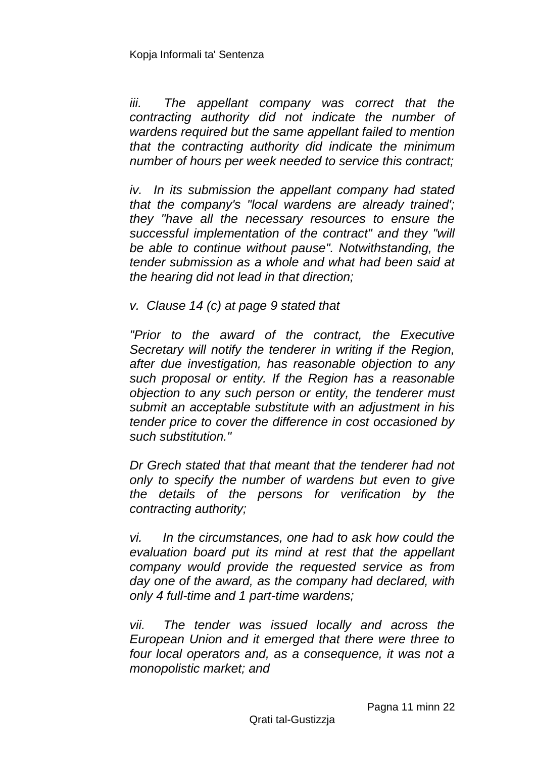*iii. The appellant company was correct that the contracting authority did not indicate the number of wardens required but the same appellant failed to mention that the contracting authority did indicate the minimum number of hours per week needed to service this contract;*

*iv. In its submission the appellant company had stated that the company's "local wardens are already trained'; they "have all the necessary resources to ensure the successful implementation of the contract" and they "will be able to continue without pause". Notwithstanding, the tender submission as a whole and what had been said at the hearing did not lead in that direction;*

*v. Clause 14 (c) at page 9 stated that*

*"Prior to the award of the contract, the Executive Secretary will notify the tenderer in writing if the Region, after due investigation, has reasonable objection to any such proposal or entity. If the Region has a reasonable objection to any such person or entity, the tenderer must submit an acceptable substitute with an adjustment in his tender price to cover the difference in cost occasioned by such substitution."*

*Dr Grech stated that that meant that the tenderer had not only to specify the number of wardens but even to give the details of the persons for verification by the contracting authority;*

*vi. In the circumstances, one had to ask how could the evaluation board put its mind at rest that the appellant company would provide the requested service as from day one of the award, as the company had declared, with only 4 full-time and 1 part-time wardens;*

*vii. The tender was issued locally and across the European Union and it emerged that there were three to four local operators and, as a consequence, it was not a monopolistic market; and*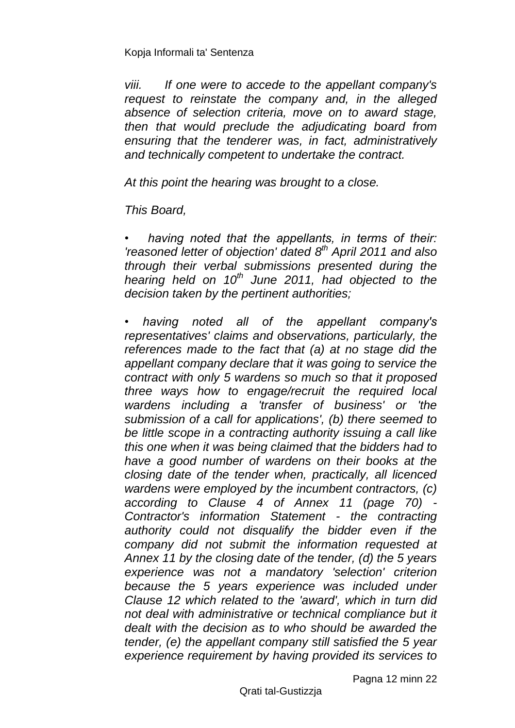*viii. If one were to accede to the appellant company's request to reinstate the company and, in the alleged absence of selection criteria, move on to award stage, then that would preclude the adjudicating board from ensuring that the tenderer was, in fact, administratively and technically competent to undertake the contract.*

*At this point the hearing was brought to a close.*

*This Board,*

- *having noted that the appellants, in terms of their: 'reasoned letter of objection' dated 8th April 2011 and also through their verbal submissions presented during the hearing held on 10th June 2011, had objected to the decision taken by the pertinent authorities;*

- *having noted all of the appellant company's representatives' claims and observations, particularly, the references made to the fact that (a) at no stage did the appellant company declare that it was going to service the contract with only 5 wardens so much so that it proposed three ways how to engage/recruit the required local wardens including a 'transfer of business' or 'the submission of a call for applications', (b) there seemed to be little scope in a contracting authority issuing a call like this one when it was being claimed that the bidders had to have a good number of wardens on their books at the closing date of the tender when, practically, all licenced wardens were employed by the incumbent contractors, (c) according to Clause 4 of Annex 11 (page 70) - Contractor's information Statement - the contracting authority could not disqualify the bidder even if the company did not submit the information requested at Annex 11 by the closing date of the tender, (d) the 5 years experience was not a mandatory 'selection' criterion because the 5 years experience was included under Clause 12 which related to the 'award', which in turn did not deal with administrative or technical compliance but it dealt with the decision as to who should be awarded the tender, (e) the appellant company still satisfied the 5 year experience requirement by having provided its services to*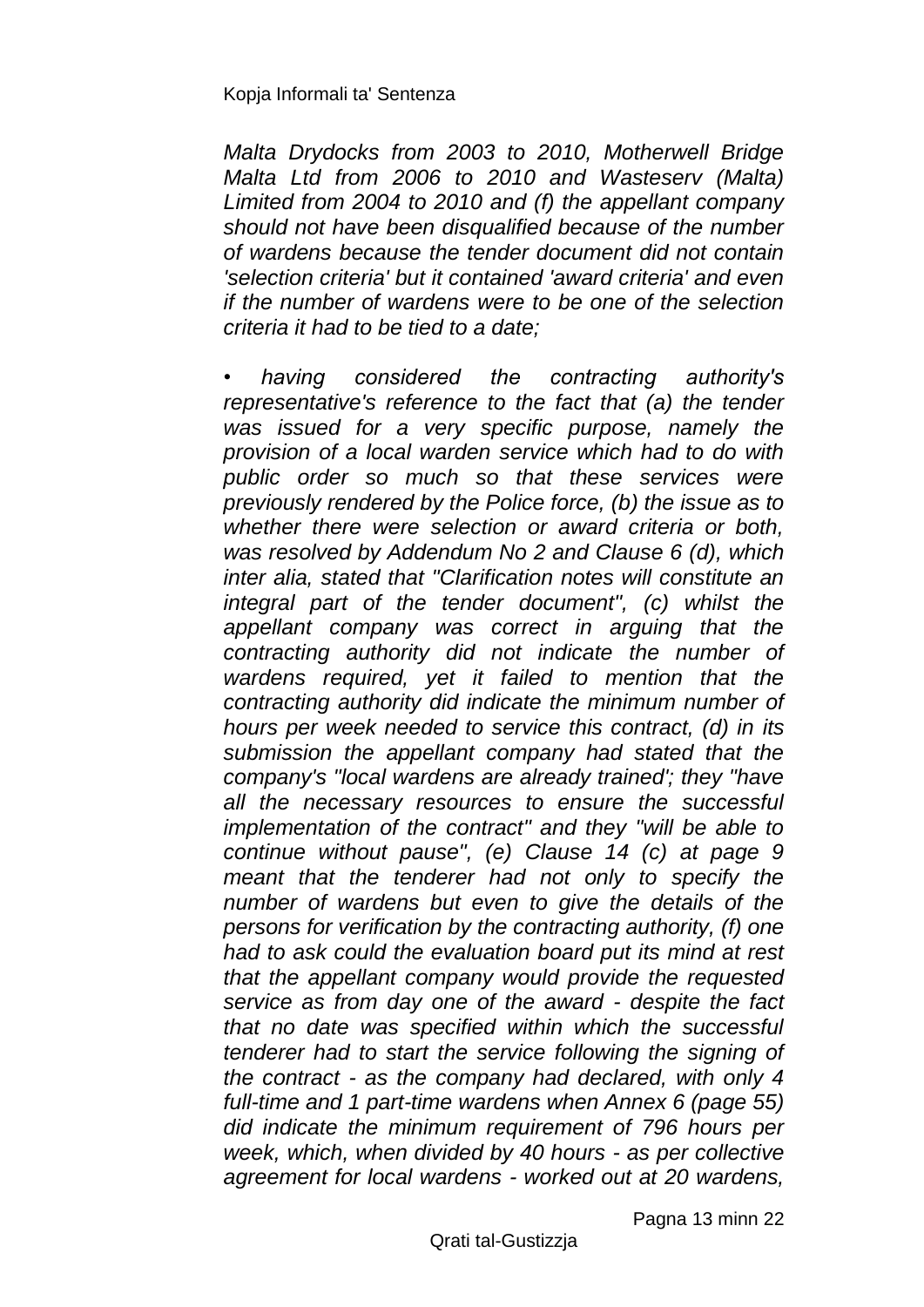*Malta Drydocks from 2003 to 2010, Motherwell Bridge Malta Ltd from 2006 to 2010 and Wasteserv (Malta) Limited from 2004 to 2010 and (f) the appellant company should not have been disqualified because of the number of wardens because the tender document did not contain 'selection criteria' but it contained 'award criteria' and even if the number of wardens were to be one of the selection criteria it had to be tied to a date;*

- *having considered the contracting authority's representative's reference to the fact that (a) the tender was issued for a very specific purpose, namely the provision of a local warden service which had to do with public order so much so that these services were previously rendered by the Police force, (b) the issue as to whether there were selection or award criteria or both, was resolved by Addendum No 2 and Clause 6 (d), which inter alia, stated that "Clarification notes will constitute an integral part of the tender document", (c) whilst the appellant company was correct in arguing that the contracting authority did not indicate the number of wardens required, yet it failed to mention that the contracting authority did indicate the minimum number of hours per week needed to service this contract, (d) in its submission the appellant company had stated that the company's "local wardens are already trained'; they "have all the necessary resources to ensure the successful implementation of the contract" and they "will be able to continue without pause", (e) Clause 14 (c) at page 9 meant that the tenderer had not only to specify the number of wardens but even to give the details of the persons for verification by the contracting authority, (f) one had to ask could the evaluation board put its mind at rest that the appellant company would provide the requested service as from day one of the award - despite the fact that no date was specified within which the successful tenderer had to start the service following the signing of the contract - as the company had declared, with only 4 full-time and 1 part-time wardens when Annex 6 (page 55) did indicate the minimum requirement of 796 hours per week, which, when divided by 40 hours - as per collective agreement for local wardens - worked out at 20 wardens,*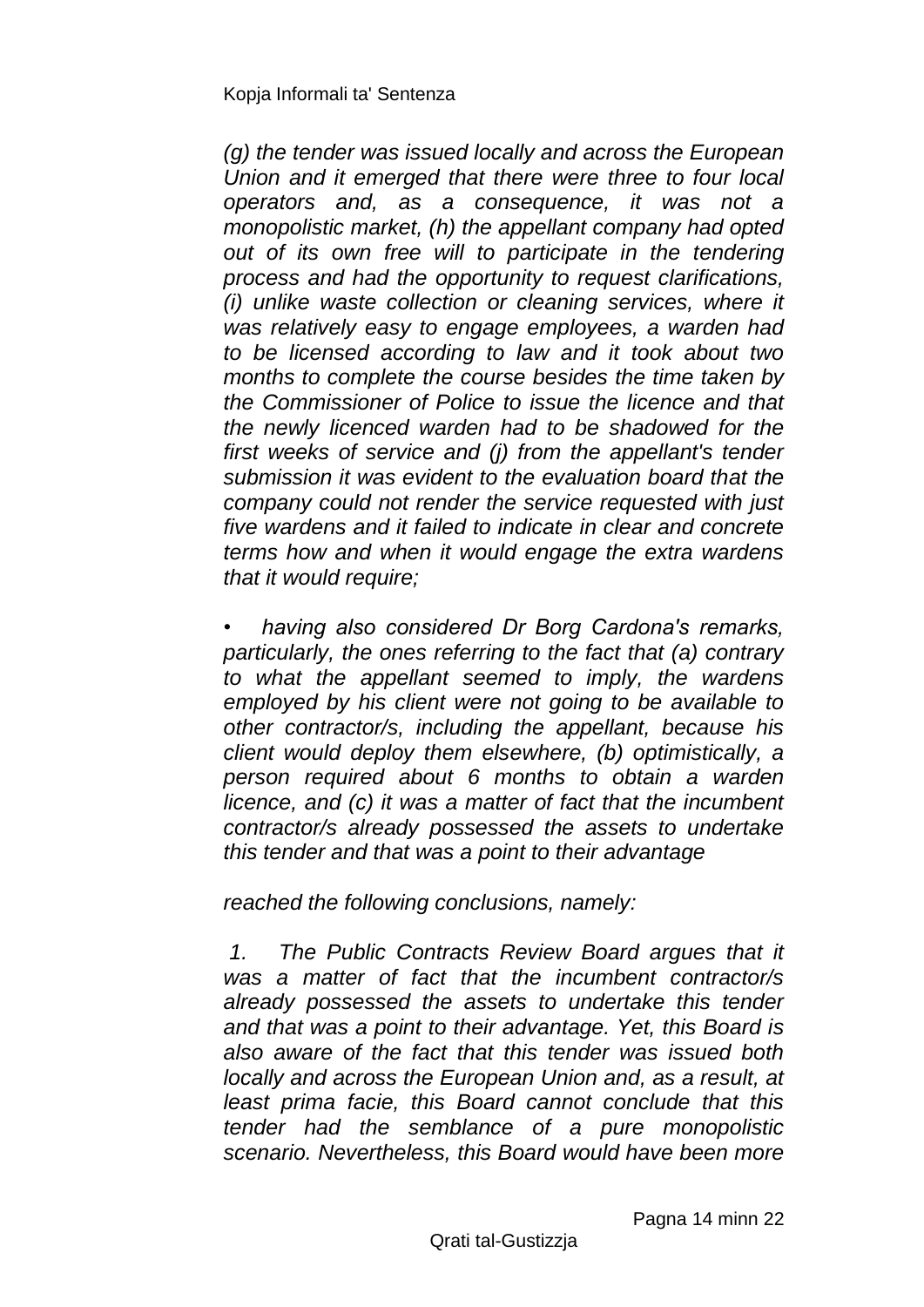*(g) the tender was issued locally and across the European Union and it emerged that there were three to four local operators and, as a consequence, it was not a monopolistic market, (h) the appellant company had opted out of its own free will to participate in the tendering process and had the opportunity to request clarifications, (i) unlike waste collection or cleaning services, where it was relatively easy to engage employees, a warden had to be licensed according to law and it took about two months to complete the course besides the time taken by the Commissioner of Police to issue the licence and that the newly licenced warden had to be shadowed for the first weeks of service and (j) from the appellant's tender submission it was evident to the evaluation board that the company could not render the service requested with just five wardens and it failed to indicate in clear and concrete terms how and when it would engage the extra wardens that it would require;*

- *having also considered Dr Borg Cardona's remarks, particularly, the ones referring to the fact that (a) contrary to what the appellant seemed to imply, the wardens employed by his client were not going to be available to other contractor/s, including the appellant, because his client would deploy them elsewhere, (b) optimistically, a person required about 6 months to obtain a warden licence, and (c) it was a matter of fact that the incumbent contractor/s already possessed the assets to undertake this tender and that was a point to their advantage*

*reached the following conclusions, namely:*

*1. The Public Contracts Review Board argues that it was a matter of fact that the incumbent contractor/s already possessed the assets to undertake this tender and that was a point to their advantage. Yet, this Board is also aware of the fact that this tender was issued both locally and across the European Union and, as a result, at least prima facie, this Board cannot conclude that this tender had the semblance of a pure monopolistic scenario. Nevertheless, this Board would have been more*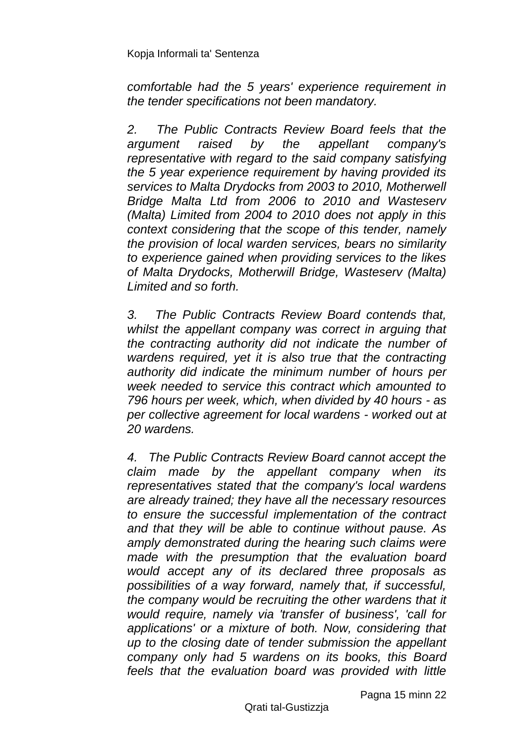*comfortable had the 5 years' experience requirement in the tender specifications not been mandatory.*

*2. The Public Contracts Review Board feels that the argument raised by the appellant company's representative with regard to the said company satisfying the 5 year experience requirement by having provided its services to Malta Drydocks from 2003 to 2010, Motherwell Bridge Malta Ltd from 2006 to 2010 and Wasteserv (Malta) Limited from 2004 to 2010 does not apply in this context considering that the scope of this tender, namely the provision of local warden services, bears no similarity to experience gained when providing services to the likes of Malta Drydocks, Motherwill Bridge, Wasteserv (Malta) Limited and so forth.*

*3. The Public Contracts Review Board contends that, whilst the appellant company was correct in arguing that the contracting authority did not indicate the number of wardens required, yet it is also true that the contracting authority did indicate the minimum number of hours per week needed to service this contract which amounted to 796 hours per week, which, when divided by 40 hours - as per collective agreement for local wardens - worked out at 20 wardens.*

*4. The Public Contracts Review Board cannot accept the claim made by the appellant company when its representatives stated that the company's local wardens are already trained; they have all the necessary resources to ensure the successful implementation of the contract and that they will be able to continue without pause. As amply demonstrated during the hearing such claims were made with the presumption that the evaluation board would accept any of its declared three proposals as possibilities of a way forward, namely that, if successful, the company would be recruiting the other wardens that it would require, namely via 'transfer of business', 'call for applications' or a mixture of both. Now, considering that up to the closing date of tender submission the appellant company only had 5 wardens on its books, this Board feels that the evaluation board was provided with little*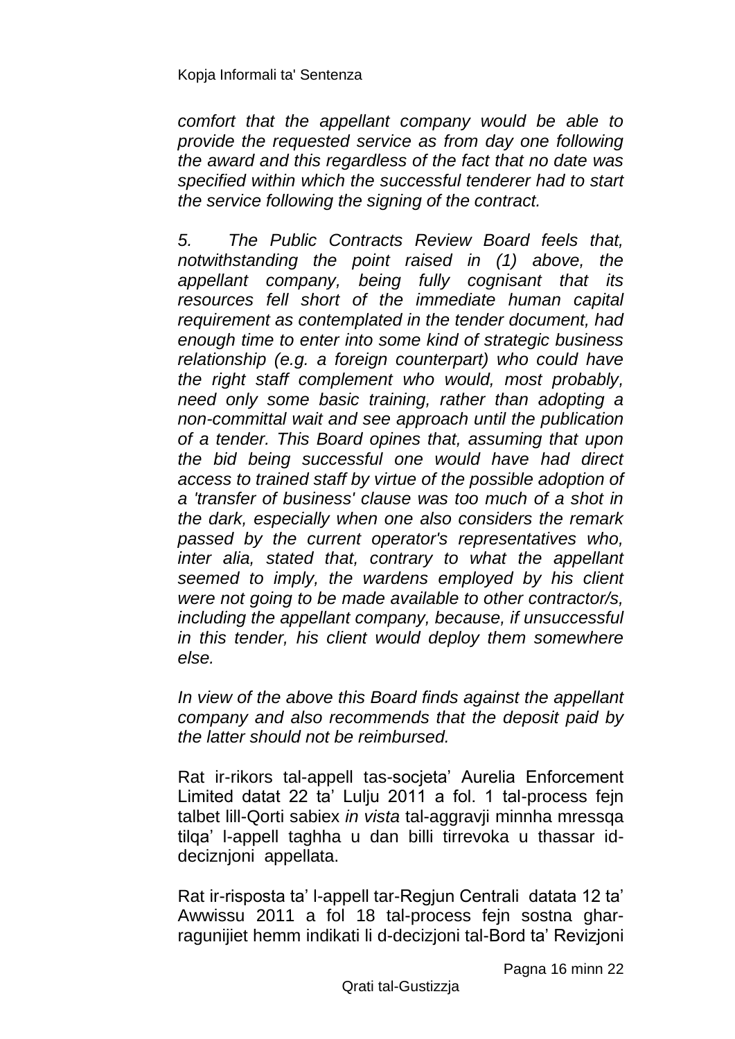*comfort that the appellant company would be able to provide the requested service as from day one following the award and this regardless of the fact that no date was specified within which the successful tenderer had to start the service following the signing of the contract.*

*5. The Public Contracts Review Board feels that, notwithstanding the point raised in (1) above, the appellant company, being fully cognisant that its resources fell short of the immediate human capital requirement as contemplated in the tender document, had enough time to enter into some kind of strategic business relationship (e.g. a foreign counterpart) who could have the right staff complement who would, most probably, need only some basic training, rather than adopting a non-committal wait and see approach until the publication of a tender. This Board opines that, assuming that upon the bid being successful one would have had direct access to trained staff by virtue of the possible adoption of a 'transfer of business' clause was too much of a shot in the dark, especially when one also considers the remark passed by the current operator's representatives who, inter alia, stated that, contrary to what the appellant seemed to imply, the wardens employed by his client were not going to be made available to other contractor/s, including the appellant company, because, if unsuccessful in this tender, his client would deploy them somewhere else.*

*In view of the above this Board finds against the appellant company and also recommends that the deposit paid by the latter should not be reimbursed.*

Rat ir-rikors tal-appell tas-socjeta' Aurelia Enforcement Limited datat 22 ta' Lulju 2011 a fol. 1 tal-process fejn talbet lill-Qorti sabiex *in vista* tal-aggravji minnha mressqa tilqa' l-appell taghha u dan billi tirrevoka u thassar id-deciznjoni appellata.

Rat ir-risposta ta' l-appell tar-Regjun Centrali datata 12 ta' Awwissu 2011 a fol 18 tal-process fejn sostna ghar-ragunijiet hemm indikati li d-decizjoni tal-Bord ta' Revizjoni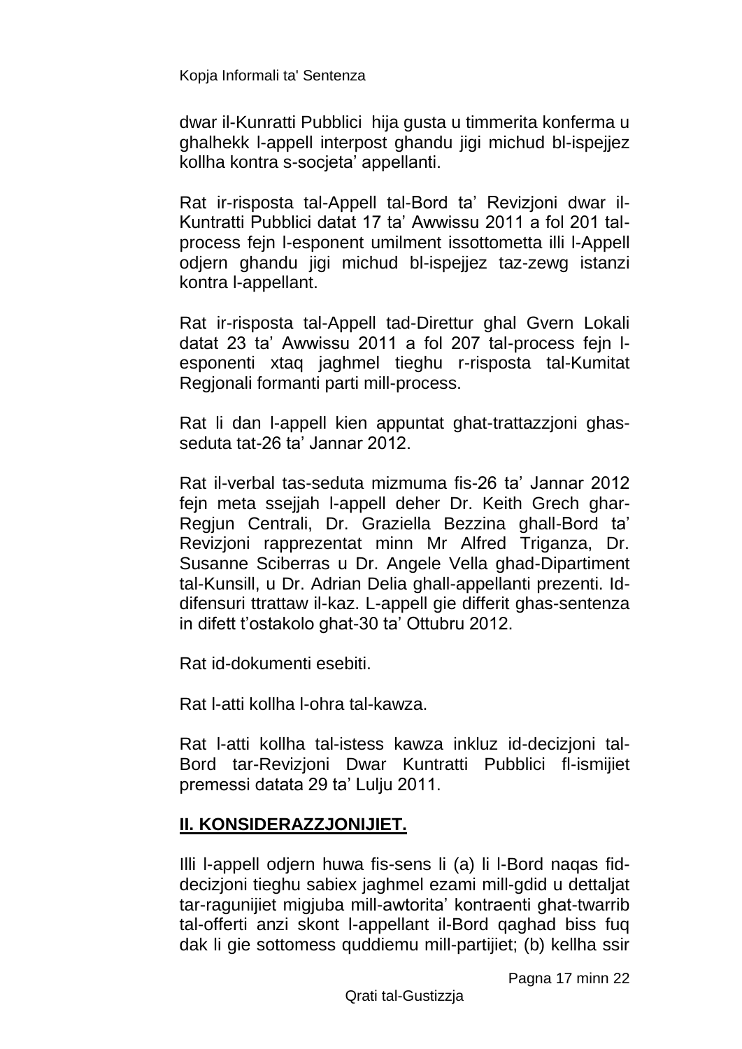dwar il-Kunratti Pubblici hija gusta u timmerita konferma u ghalhekk l-appell interpost ghandu jigi michud bl-ispejjez kollha kontra s-socjeta' appellanti.

Rat ir-risposta tal-Appell tal-Bord ta' Revizjoni dwar il-Kuntratti Pubblici datat 17 ta' Awwissu 2011 a fol 201 tal-process fejn l-esponent umilment issottometta illi l-Appell odjern ghandu jigi michud bl-ispejjez taz-zewg istanzi kontra l-appellant.

Rat ir-risposta tal-Appell tad-Direttur ghal Gvern Lokali datat 23 ta' Awwissu 2011 a fol 207 tal-process fejn l-esponenti xtaq jaghmel tieghu r-risposta tal-Kumitat Regjonali formanti parti mill-process.

Rat li dan l-appell kien appuntat ghat-trattazzjoni ghas-seduta tat-26 ta' Jannar 2012.

Rat il-verbal tas-seduta mizmuma fis-26 ta' Jannar 2012 fejn meta ssejjah l-appell deher Dr. Keith Grech ghar-Regjun Centrali, Dr. Graziella Bezzina ghall-Bord ta' Revizjoni rapprezentat minn Mr Alfred Triganza, Dr. Susanne Sciberras u Dr. Angele Vella ghad-Dipartiment tal-Kunsill, u Dr. Adrian Delia ghall-appellanti prezenti. Id-difensuri ttrattaw il-kaz. L-appell gie differit ghas-sentenza in difett t'ostakolo ghat-30 ta' Ottubru 2012.

Rat id-dokumenti esebiti.

Rat l-atti kollha l-ohra tal-kawza.

Rat l-atti kollha tal-istess kawza inkluz id-decizjoni tal-Bord tar-Revizjoni Dwar Kuntratti Pubblici fl-ismijiet premessi datata 29 ta' Lulju 2011.

## **II. KONSIDERAZZJONIJIET.**

Illi l-appell odjern huwa fis-sens li (a) li l-Bord naqas fid-decizjoni tieghu sabiex jaghmel ezami mill-gdid u dettaljat tar-ragunijiet migjuba mill-awtorita' kontraenti ghat-twarrib tal-offerti anzi skont l-appellant il-Bord qaghad biss fuq dak li gie sottomess quddiemu mill-partijiet; (b) kellha ssir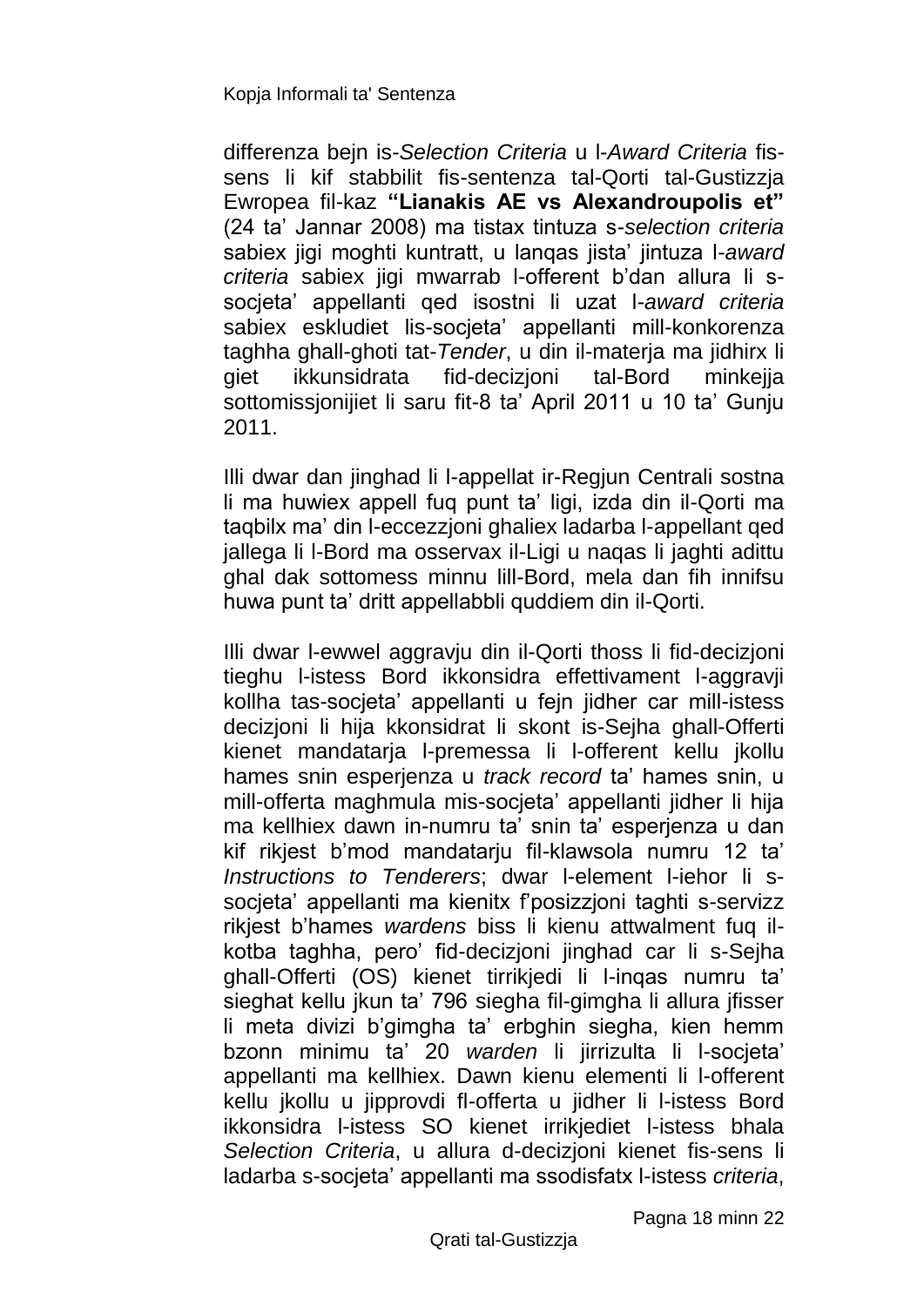differenza bejn is-*Selection Criteria* u l-*Award Criteria* fis-sens li kif stabbilit fis-sentenza tal-Qorti tal-Gustizzja Ewropea fil-kaz **"Lianakis AE vs Alexandroupolis et"** (24 ta' Jannar 2008) ma tistax tintuza s-*selection criteria* sabiex jigi moghti kuntratt, u lanqas jista' jintuza l-*award criteria* sabiex jigi mwarrab l-offerent b'dan allura li s-socjeta' appellanti qed isostni li uzat l-*award criteria* sabiex eskludiet lis-socjeta' appellanti mill-konkorenza taghha ghall-ghoti tat-*Tender*, u din il-materja ma jidhirx li giet ikkunsidrata fid-decizjoni tal-Bord minkejja sottomissjonijiet li saru fit-8 ta' April 2011 u 10 ta' Gunju 2011.

Illi dwar dan jinghad li l-appellat ir-Regjun Centrali sostna li ma huwiex appell fuq punt ta' ligi, izda din il-Qorti ma taqbilx ma' din l-eccezzjoni ghaliex ladarba l-appellant qed jallega li l-Bord ma osservax il-Ligi u naqas li jaghti adittu ghal dak sottomess minnu lill-Bord, mela dan fih innifsu huwa punt ta' dritt appellabbli quddiem din il-Qorti.

Illi dwar l-ewwel aggravju din il-Qorti thoss li fid-decizjoni tieghu l-istess Bord ikkonsidra effettivament l-aggravji kollha tas-socjeta' appellanti u fejn jidher car mill-istess decizjoni li hija kkonsidrat li skont is-Sejha ghall-Offerti kienet mandatarja l-premessa li l-offerent kellu jkollu hames snin esperjenza u *track record* ta' hames snin, u mill-offerta maghmula mis-socjeta' appellanti jidher li hija ma kellhiex dawn in-numru ta' snin ta' esperjenza u dan kif rikjest b'mod mandatarju fil-klawsola numru 12 ta' *Instructions to Tenderers*; dwar l-element l-iehor li s-socjeta' appellanti ma kienitx f'posizzjoni taghti s-servizz rikjest b'hames *wardens* biss li kienu attwalment fuq il-kotba taghha, pero' fid-decizjoni jinghad car li s-Sejha ghall-Offerti (OS) kienet tirrikjedi li l-inqas numru ta' sieghat kellu jkun ta' 796 siegha fil-gimgha li allura jfisser li meta divizi b'gimgha ta' erbghin siegha, kien hemm bzonn minimu ta' 20 *warden* li jirrizulta li l-socjeta' appellanti ma kellhiex. Dawn kienu elementi li l-offerent kellu jkollu u jipprovdi fl-offerta u jidher li l-istess Bord ikkonsidra l-istess SO kienet irrikjediet l-istess bhala *Selection Criteria*, u allura d-decizjoni kienet fis-sens li ladarba s-socjeta' appellanti ma ssodisfatx l-istess *criteria*,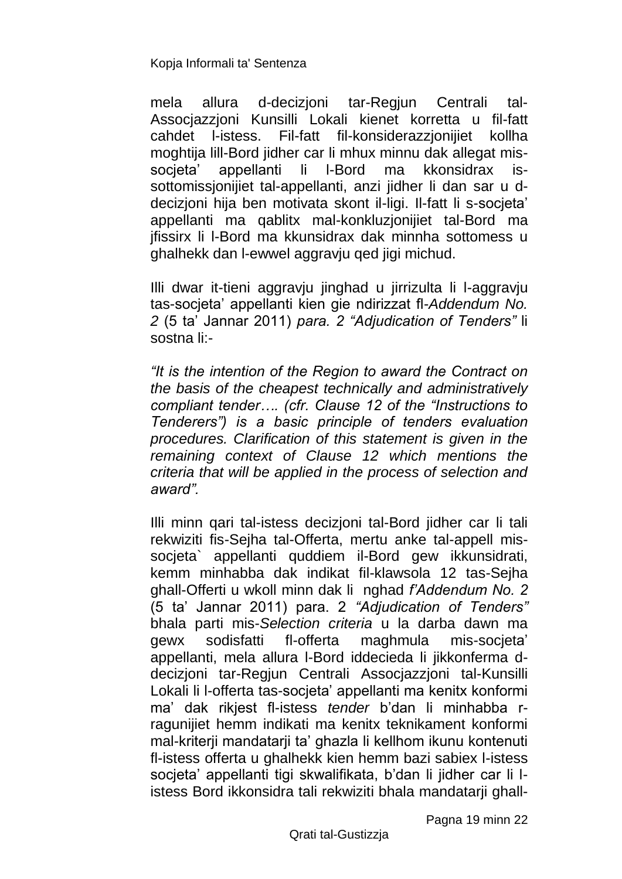mela allura d-decizjoni tar-Regjun Centrali tal-Assocjazzjoni Kunsilli Lokali kienet korretta u fil-fatt cahdet l-istess. Fil-fatt fil-konsiderazzjonijiet kollha moghtija lill-Bord jidher car li mhux minnu dak allegat mis-socjeta' appellanti li l-Bord ma kkonsidrax is-sottomissjonijiet tal-appellanti, anzi jidher li dan sar u d-decizjoni hija ben motivata skont il-ligi. Il-fatt li s-socjeta' appellanti ma qablitx mal-konkluzjonijiet tal-Bord ma jfissirx li l-Bord ma kkunsidrax dak minnha sottomess u ghalhekk dan l-ewwel aggravju qed jigi michud.

Illi dwar it-tieni aggravju jinghad u jirrizulta li l-aggravju tas-socjeta' appellanti kien gie ndirizzat fl-*Addendum No. 2* (5 ta' Jannar 2011) *para. 2 "Adjudication of Tenders"* li sostna li:-

*"It is the intention of the Region to award the Contract on the basis of the cheapest technically and administratively compliant tender…. (cfr. Clause 12 of the "Instructions to Tenderers") is a basic principle of tenders evaluation procedures. Clarification of this statement is given in the remaining context of Clause 12 which mentions the criteria that will be applied in the process of selection and award".*

Illi minn qari tal-istess decizjoni tal-Bord jidher car li tali rekwiziti fis-Sejha tal-Offerta, mertu anke tal-appell mis-socjeta` appellanti quddiem il-Bord gew ikkunsidrati, kemm minhabba dak indikat fil-klawsola 12 tas-Sejha ghall-Offerti u wkoll minn dak li nghad *f'Addendum No. 2* (5 ta' Jannar 2011) para. 2 *"Adjudication of Tenders"* bhala parti mis-*Selection criteria* u la darba dawn ma gewx sodisfatti fl-offerta maghmula mis-socjeta' appellanti, mela allura l-Bord iddecieda li jikkonferma d-decizjoni tar-Regjun Centrali Assocjazzjoni tal-Kunsilli Lokali li l-offerta tas-socjeta' appellanti ma kenitx konformi ma' dak rikjest fl-istess *tender* b'dan li minhabba r-ragunijiet hemm indikati ma kenitx teknikament konformi mal-kriterji mandatarji ta' ghazla li kellhom ikunu kontenuti fl-istess offerta u ghalhekk kien hemm bazi sabiex l-istess socjeta' appellanti tigi skwalifikata, b'dan li jidher car li l-istess Bord ikkonsidra tali rekwiziti bhala mandatarji ghall-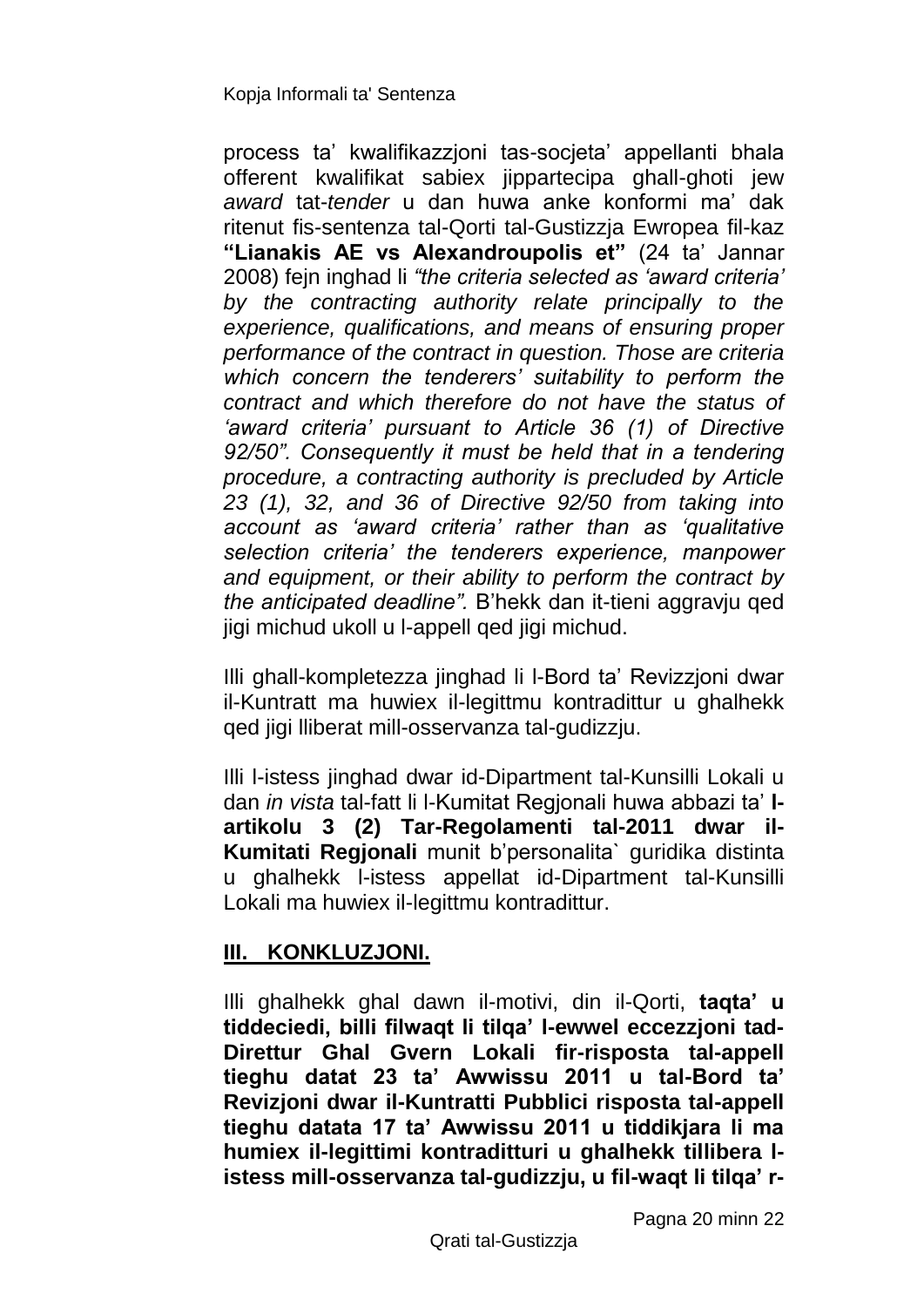process ta' kwalifikazzjoni tas-socjeta' appellanti bhala offerent kwalifikat sabiex jippartecipa ghall-ghoti jew *award* tat-*tender* u dan huwa anke konformi ma' dak ritenut fis-sentenza tal-Qorti tal-Gustizzja Ewropea fil-kaz **"Lianakis AE vs Alexandroupolis et"** (24 ta' Jannar 2008) fejn inghad li *"the criteria selected as 'award criteria' by the contracting authority relate principally to the experience, qualifications, and means of ensuring proper performance of the contract in question. Those are criteria which concern the tenderers' suitability to perform the contract and which therefore do not have the status of 'award criteria' pursuant to Article 36 (1) of Directive 92/50". Consequently it must be held that in a tendering procedure, a contracting authority is precluded by Article 23 (1), 32, and 36 of Directive 92/50 from taking into account as 'award criteria' rather than as 'qualitative selection criteria' the tenderers experience, manpower and equipment, or their ability to perform the contract by the anticipated deadline".* B'hekk dan it-tieni aggravju qed jigi michud ukoll u l-appell qed jigi michud.

Illi ghall-kompletezza jinghad li l-Bord ta' Revizzjoni dwar il-Kuntratt ma huwiex il-legittmu kontradittur u ghalhekk qed jigi lliberat mill-osservanza tal-gudizzju.

Illi l-istess jinghad dwar id-Dipartment tal-Kunsilli Lokali u dan *in vista* tal-fatt li l-Kumitat Regjonali huwa abbazi ta' **l-artikolu 3 (2) Tar-Regolamenti tal-2011 dwar il-Kumitati Regjonali** munit b'personalita` guridika distinta u ghalhekk l-istess appellat id-Dipartment tal-Kunsilli Lokali ma huwiex il-legittmu kontradittur.

## III. KONKLUZJONI.

Illi ghalhekk ghal dawn il-motivi, din il-Qorti, **taqta' u tiddeciedi, billi filwaqt li tilqa' l-ewwel eccezzjoni tad-Direttur Ghal Gvern Lokali fir-risposta tal-appell tieghu datat 23 ta' Awwissu 2011 u tal-Bord ta' Revizjoni dwar il-Kuntratti Pubblici risposta tal-appell tieghu datata 17 ta' Awwissu 2011 u tiddikjara li ma humiex il-legittimi kontradittur u ghalhekk tillibera l-istess mill-osservanza tal-gudizzju, u fil-waqt li tilqa' r-**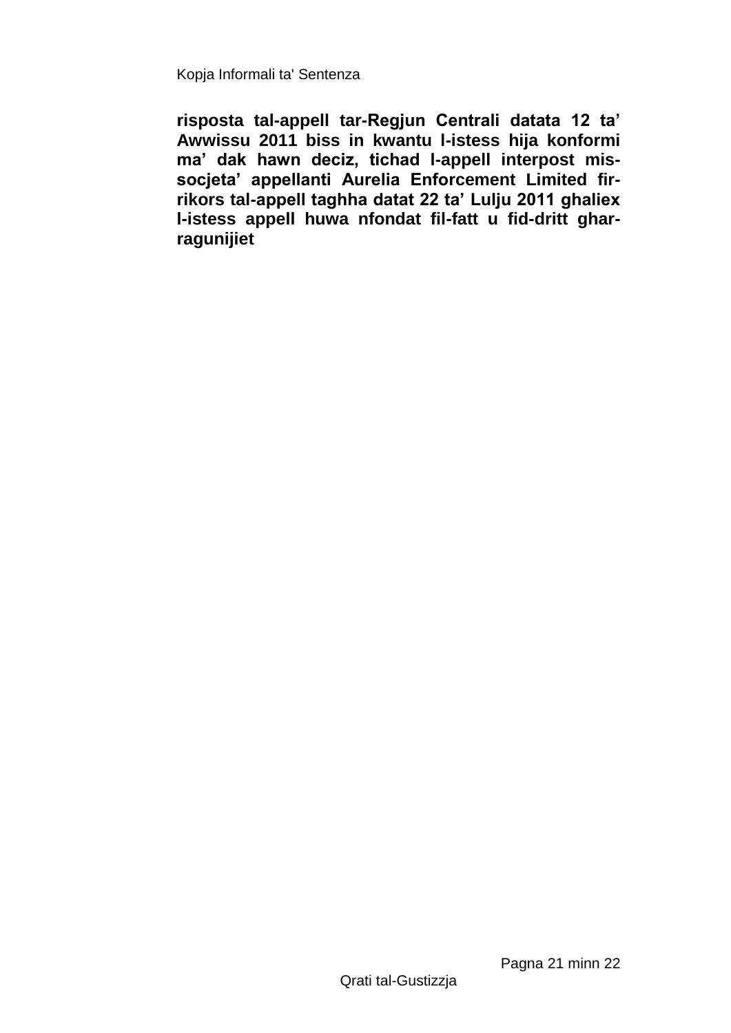**risposta tal-appell tar-Regjun Centrali datata 12 ta' Awwissu 2011 biss in kwantu l-istess hija konformi ma' dak hawn deciz, tichad l-appell interpost mis-socjeta' appellanti Aurelia Enforcement Limited fir-rikors tal-appell taghha datat 22 ta' Lulju 2011 ghaliex l-istess appell huwa nfondat fil-fatt u fid-dritt ghar-ragunijiet**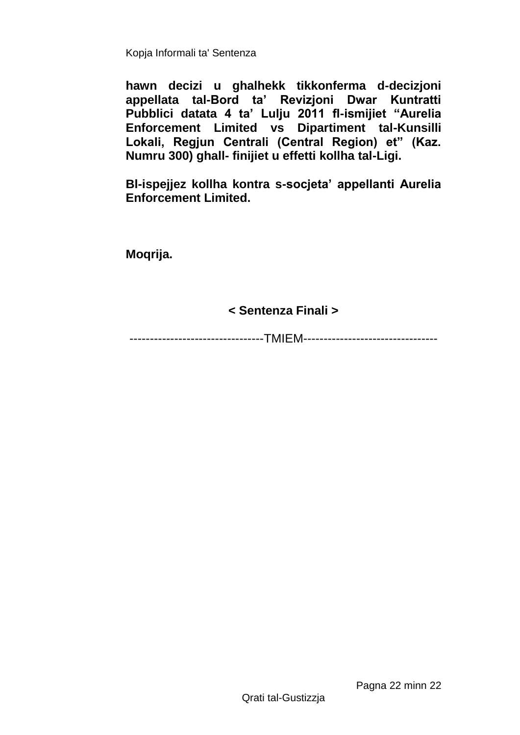**hawn decizi u ghalhekk tikkonferma d-decizjoni appellata tal-Bord ta' Revizjoni Dwar Kuntratti Pubblici datata 4 ta' Lulju 2011 fl-ismijiet "Aurelia Enforcement Limited vs Dipartiment tal-Kunsilli Lokali, Regjun Centrali (Central Region) et" (Kaz. Numru 300) ghall- finijiet u effetti kollha tal-Ligi.**

**Bl-ispejjez kollha kontra s-socjeta' appellanti Aurelia Enforcement Limited.**

**Moqrija.**

**< Sentenza Finali >**

---------------------------------TMIEM---------------------------------